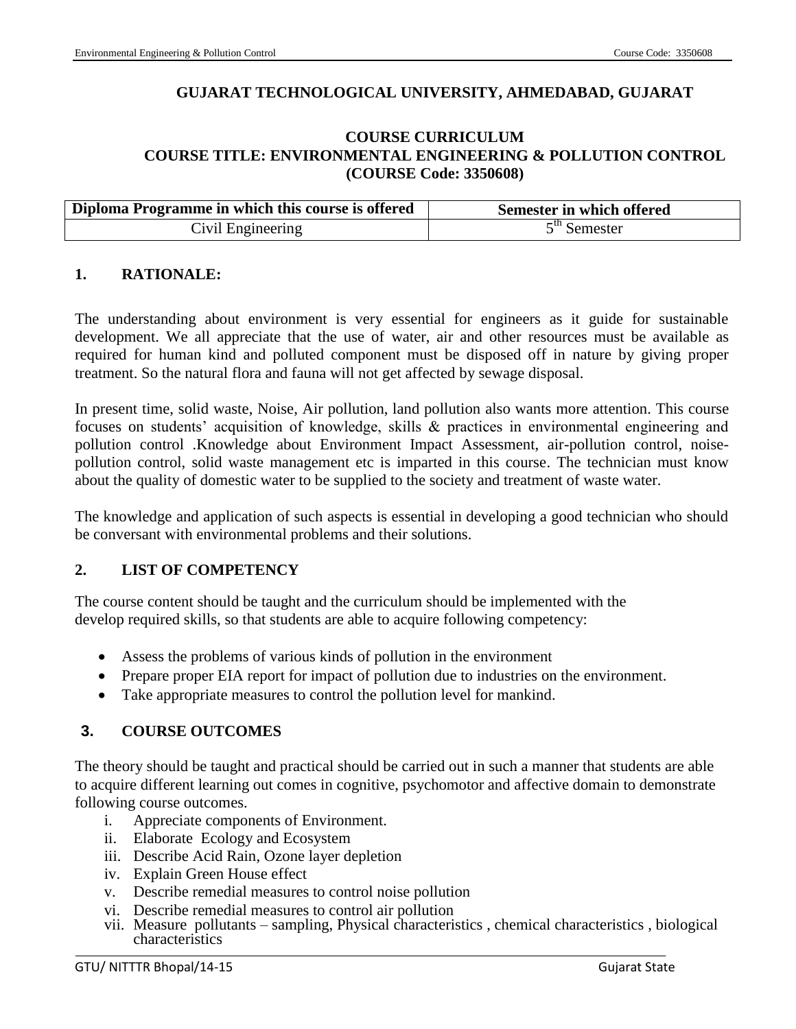# GUJARAT TECHNOLOGICAL UNIVERSITY, AHMEDABAD, GUJARAT

## COURSE CURRICULUM
## COURSE TITLE: ENVIRONMENTAL ENGINEERING & POLLUTION CONTROL
## (COURSE Code: 3350608)

| Diploma Programme in which this course is offered | Semester in which offered |
|---|---|
| Civil Engineering | 5th Semester |

## 1. RATIONALE:

The understanding about environment is very essential for engineers as it guide for sustainable development. We all appreciate that the use of water, air and other resources must be available as required for human kind and polluted component must be disposed off in nature by giving proper treatment. So the natural flora and fauna will not get affected by sewage disposal.

In present time, solid waste, Noise, Air pollution, land pollution also wants more attention. This course focuses on students' acquisition of knowledge, skills & practices in environmental engineering and pollution control .Knowledge about Environment Impact Assessment, air-pollution control, noise-pollution control, solid waste management etc is imparted in this course. The technician must know about the quality of domestic water to be supplied to the society and treatment of waste water.

The knowledge and application of such aspects is essential in developing a good technician who should be conversant with environmental problems and their solutions.

## 2. LIST OF COMPETENCY

The course content should be taught and the curriculum should be implemented with the develop required skills, so that students are able to acquire following competency:

- Assess the problems of various kinds of pollution in the environment
- Prepare proper EIA report for impact of pollution due to industries on the environment.
- Take appropriate measures to control the pollution level for mankind.

## 3. COURSE OUTCOMES

The theory should be taught and practical should be carried out in such a manner that students are able to acquire different learning out comes in cognitive, psychomotor and affective domain to demonstrate following course outcomes.

i. Appreciate components of Environment.
ii. Elaborate Ecology and Ecosystem
iii. Describe Acid Rain, Ozone layer depletion
iv. Explain Green House effect
v. Describe remedial measures to control noise pollution
vi. Describe remedial measures to control air pollution
vii. Measure pollutants – sampling, Physical characteristics , chemical characteristics , biological characteristics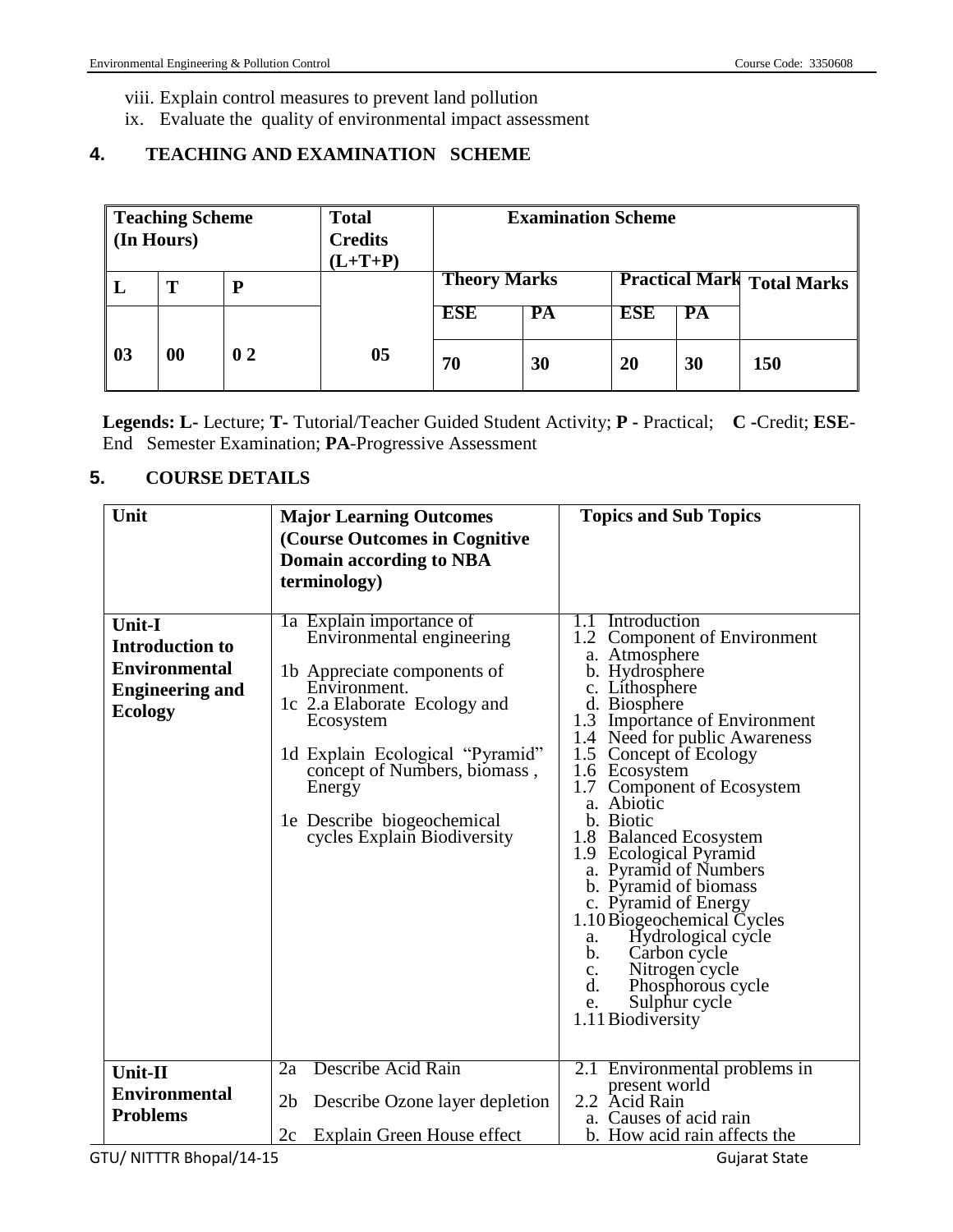viii. Explain control measures to prevent land pollution

ix. Evaluate the quality of environmental impact assessment

## 4. TEACHING AND EXAMINATION SCHEME

| Teaching Scheme (In Hours) | | | Total Credits (L+T+P) | Examination Scheme | | | | |
|---|---|---|---|---|---|---|---|---|
| L | T | P | | Theory Marks | | Practical Mark | | Total Marks |
| | | | | ESE | PA | ESE | PA | |
| 03 | 00 | 0 2 | 05 | 70 | 30 | 20 | 30 | 150 |

**Legends: L-** Lecture; **T-** Tutorial/Teacher Guided Student Activity; **P -** Practical; **C -**Credit; **ESE**-End Semester Examination; **PA**-Progressive Assessment

## 5. COURSE DETAILS

| Unit | Major Learning Outcomes (Course Outcomes in Cognitive Domain according to NBA terminology) | Topics and Sub Topics |
|---|---|---|
| **Unit-I Introduction to Environmental Engineering and Ecology** | 1a Explain importance of Environmental engineering<br>1b Appreciate components of Environment.<br>1c 2.a Elaborate Ecology and Ecosystem<br>1d Explain Ecological "Pyramid" concept of Numbers, biomass , Energy<br>1e Describe biogeochemical cycles Explain Biodiversity | 1.1 Introduction<br>1.2 Component of Environment<br>a. Atmosphere<br>b. Hydrosphere<br>c. Lithosphere<br>d. Biosphere<br>1.3 Importance of Environment<br>1.4 Need for public Awareness<br>1.5 Concept of Ecology<br>1.6 Ecosystem<br>1.7 Component of Ecosystem<br>a. Abiotic<br>b. Biotic<br>1.8 Balanced Ecosystem<br>1.9 Ecological Pyramid<br>a. Pyramid of Numbers<br>b. Pyramid of biomass<br>c. Pyramid of Energy<br>1.10 Biogeochemical Cycles<br>a. Hydrological cycle<br>b. Carbon cycle<br>c. Nitrogen cycle<br>d. Phosphorous cycle<br>e. Sulphur cycle<br>1.11 Biodiversity |
| **Unit-II Environmental Problems** | 2a Describe Acid Rain<br>2b Describe Ozone layer depletion<br>2c Explain Green House effect | 2.1 Environmental problems in present world<br>2.2 Acid Rain<br>a. Causes of acid rain<br>b. How acid rain affects the |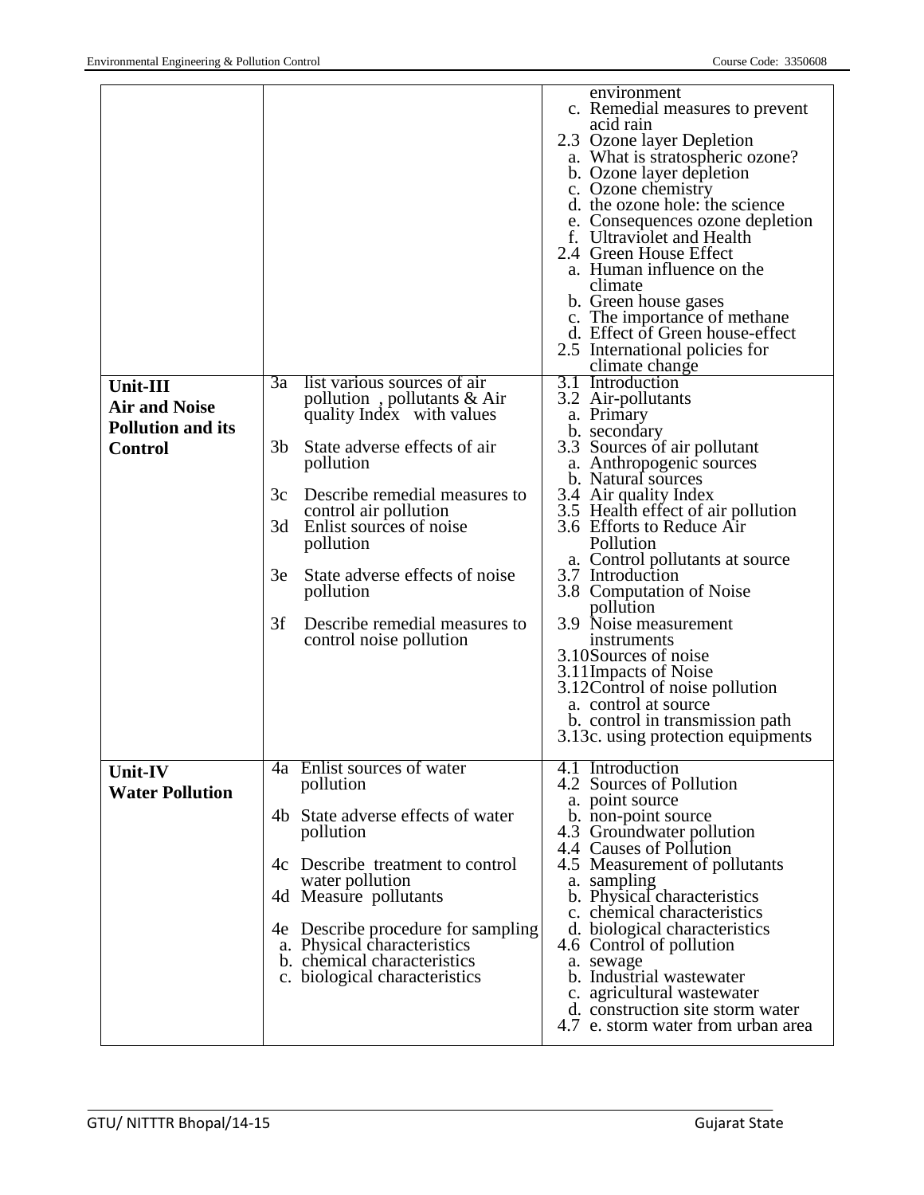| | | |
|---|---|---|
| | | environment<br>c. Remedial measures to prevent acid rain<br>2.3 Ozone layer Depletion<br>a. What is stratospheric ozone?<br>b. Ozone layer depletion<br>c. Ozone chemistry<br>d. the ozone hole: the science<br>e. Consequences ozone depletion<br>f. Ultraviolet and Health<br>2.4 Green House Effect<br>a. Human influence on the climate<br>b. Green house gases<br>c. The importance of methane<br>d. Effect of Green house-effect<br>2.5 International policies for climate change |
| **Unit-III Air and Noise Pollution and its Control** | 3a list various sources of air pollution , pollutants & Air quality Index with values<br>3b State adverse effects of air pollution<br>3c Describe remedial measures to control air pollution<br>3d Enlist sources of noise pollution<br>3e State adverse effects of noise pollution<br>3f Describe remedial measures to control noise pollution | 3.1 Introduction<br>3.2 Air-pollutants<br>a. Primary<br>b. secondary<br>3.3 Sources of air pollutant<br>a. Anthropogenic sources<br>b. Natural sources<br>3.4 Air quality Index<br>3.5 Health effect of air pollution<br>3.6 Efforts to Reduce Air Pollution<br>a. Control pollutants at source<br>3.7 Introduction<br>3.8 Computation of Noise pollution<br>3.9 Noise measurement instruments<br>3.10Sources of noise<br>3.11Impacts of Noise<br>3.12Control of noise pollution<br>a. control at source<br>b. control in transmission path<br>3.13c. using protection equipments |
| **Unit-IV Water Pollution** | 4a Enlist sources of water pollution<br>4b State adverse effects of water pollution<br>4c Describe treatment to control water pollution<br>4d Measure pollutants<br>4e Describe procedure for sampling<br>a. Physical characteristics<br>b. chemical characteristics<br>c. biological characteristics | 4.1 Introduction<br>4.2 Sources of Pollution<br>a. point source<br>b. non-point source<br>4.3 Groundwater pollution<br>4.4 Causes of Pollution<br>4.5 Measurement of pollutants<br>a. sampling<br>b. Physical characteristics<br>c. chemical characteristics<br>d. biological characteristics<br>4.6 Control of pollution<br>a. sewage<br>b. Industrial wastewater<br>c. agricultural wastewater<br>d. construction site storm water<br>4.7 e. storm water from urban area |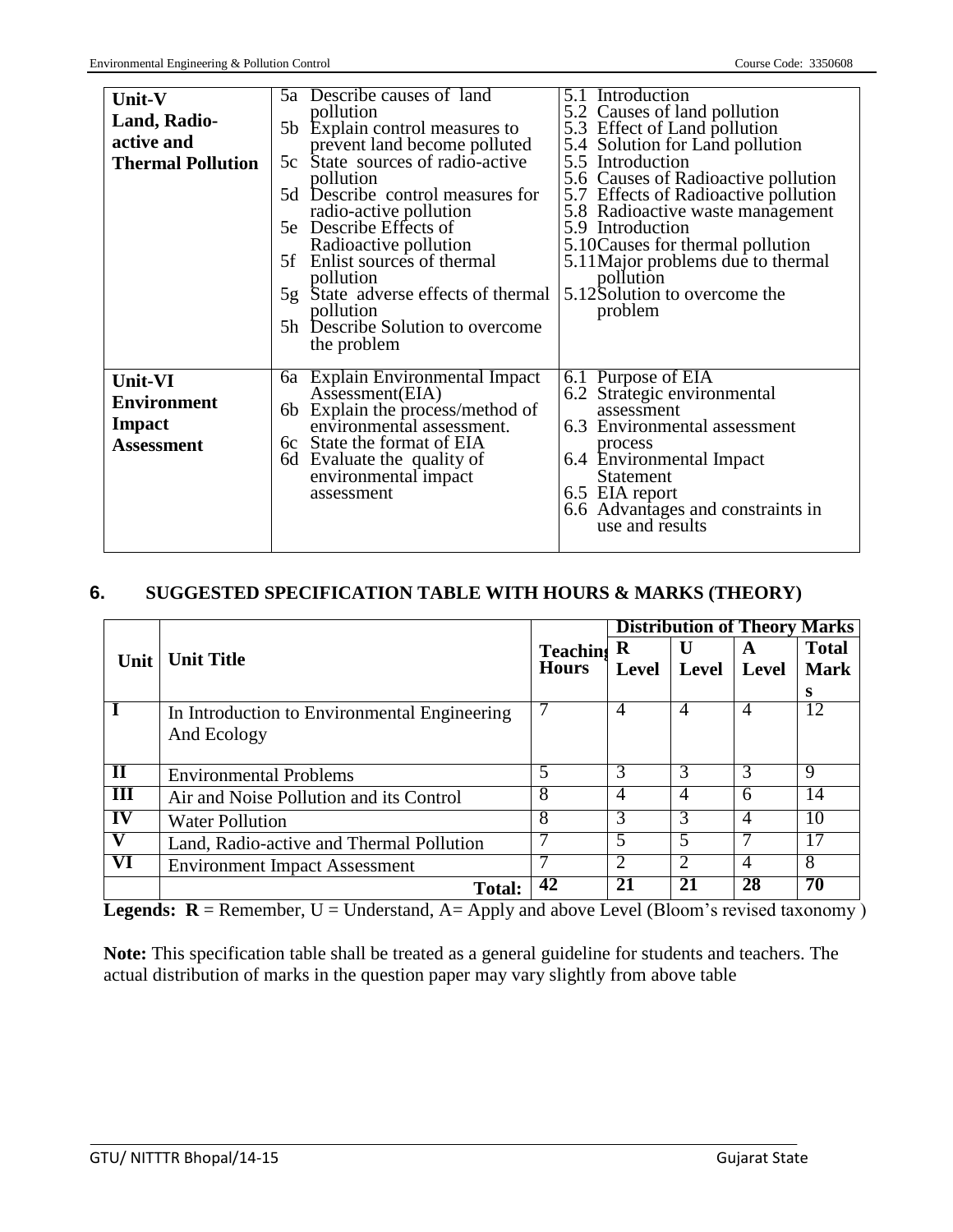| Unit-V Land, Radio-active and Thermal Pollution | 5a Describe causes of land pollution<br>5b Explain control measures to prevent land become polluted<br>5c State sources of radio-active pollution<br>5d Describe control measures for radio-active pollution<br>5e Describe Effects of Radioactive pollution<br>5f Enlist sources of thermal pollution<br>5g State adverse effects of thermal pollution<br>5h Describe Solution to overcome the problem | 5.1 Introduction<br>5.2 Causes of land pollution<br>5.3 Effect of Land pollution<br>5.4 Solution for Land pollution<br>5.5 Introduction<br>5.6 Causes of Radioactive pollution<br>5.7 Effects of Radioactive pollution<br>5.8 Radioactive waste management<br>5.9 Introduction<br>5.10Causes for thermal pollution<br>5.11Major problems due to thermal pollution<br>5.12Solution to overcome the problem |
|---|---|---|
| Unit-VI Environment Impact Assessment | 6a Explain Environmental Impact Assessment(EIA)<br>6b Explain the process/method of environmental assessment.<br>6c State the format of EIA<br>6d Evaluate the quality of environmental impact assessment | 6.1 Purpose of EIA<br>6.2 Strategic environmental assessment<br>6.3 Environmental assessment process<br>6.4 Environmental Impact Statement<br>6.5 EIA report<br>6.6 Advantages and constraints in use and results |

## 6. SUGGESTED SPECIFICATION TABLE WITH HOURS & MARKS (THEORY)

| Unit | Unit Title | Teaching Hours | Distribution of Theory Marks | | | |
|---|---|---|---|---|---|---|
| | | | R Level | U Level | A Level | Total Marks |
| I | In Introduction to Environmental Engineering And Ecology | 7 | 4 | 4 | 4 | 12 |
| II | Environmental Problems | 5 | 3 | 3 | 3 | 9 |
| III | Air and Noise Pollution and its Control | 8 | 4 | 4 | 6 | 14 |
| IV | Water Pollution | 8 | 3 | 3 | 4 | 10 |
| V | Land, Radio-active and Thermal Pollution | 7 | 5 | 5 | 7 | 17 |
| VI | Environment Impact Assessment | 7 | 2 | 2 | 4 | 8 |
| | **Total:** | **42** | **21** | **21** | **28** | **70** |

**Legends: R** = Remember, U = Understand, A= Apply and above Level (Bloom's revised taxonomy )

**Note:** This specification table shall be treated as a general guideline for students and teachers. The actual distribution of marks in the question paper may vary slightly from above table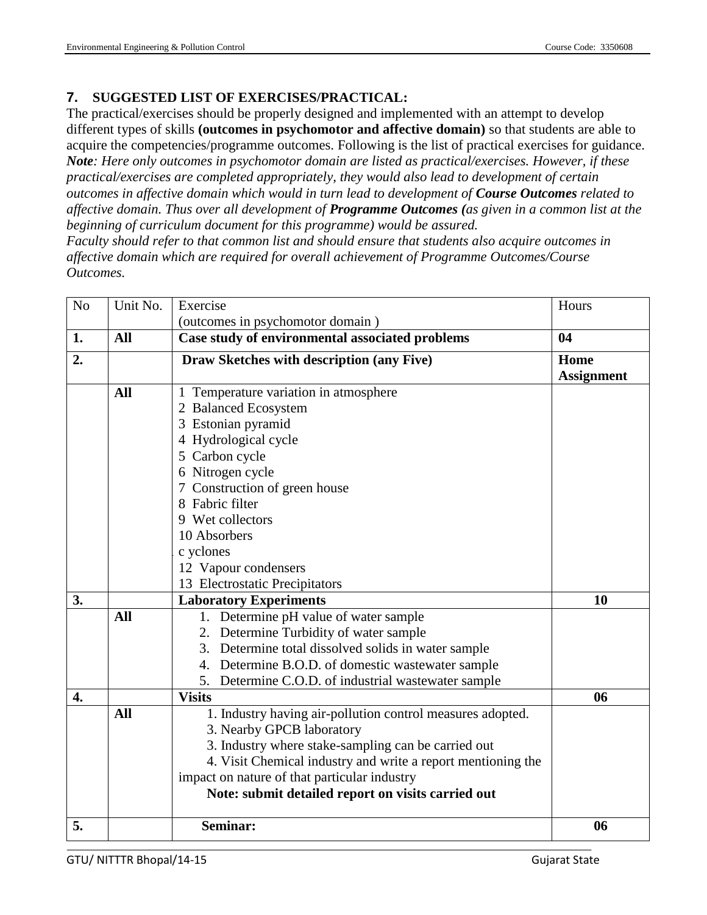## 7. SUGGESTED LIST OF EXERCISES/PRACTICAL:

The practical/exercises should be properly designed and implemented with an attempt to develop different types of skills **(outcomes in psychomotor and affective domain)** so that students are able to acquire the competencies/programme outcomes. Following is the list of practical exercises for guidance. ***Note****: Here only outcomes in psychomotor domain are listed as practical/exercises. However, if these practical/exercises are completed appropriately, they would also lead to development of certain outcomes in affective domain which would in turn lead to development of* ***Course Outcomes*** *related to affective domain. Thus over all development of* ***Programme Outcomes (****as given in a common list at the beginning of curriculum document for this programme) would be assured.*

*Faculty should refer to that common list and should ensure that students also acquire outcomes in affective domain which are required for overall achievement of Programme Outcomes/Course Outcomes.*

| No | Unit No. | Exercise (outcomes in psychomotor domain ) | Hours |
|---|---|---|---|
| **1.** | **All** | **Case study of environmental associated problems** | **04** |
| **2.** | | **Draw Sketches with description (any Five)** | **Home Assignment** |
| | **All** | 1 Temperature variation in atmosphere<br>2 Balanced Ecosystem<br>3 Estonian pyramid<br>4 Hydrological cycle<br>5 Carbon cycle<br>6 Nitrogen cycle<br>7 Construction of green house<br>8 Fabric filter<br>9 Wet collectors<br>10 Absorbers<br>c yclones<br>12 Vapour condensers<br>13 Electrostatic Precipitators | |
| **3.** | | **Laboratory Experiments** | **10** |
| | **All** | 1. Determine pH value of water sample<br>2. Determine Turbidity of water sample<br>3. Determine total dissolved solids in water sample<br>4. Determine B.O.D. of domestic wastewater sample<br>5. Determine C.O.D. of industrial wastewater sample | |
| **4.** | | **Visits** | **06** |
| | **All** | 1. Industry having air-pollution control measures adopted.<br>3. Nearby GPCB laboratory<br>3. Industry where stake-sampling can be carried out<br>4. Visit Chemical industry and write a report mentioning the impact on nature of that particular industry<br>**Note: submit detailed report on visits carried out** | |
| **5.** | | **Seminar:** | **06** |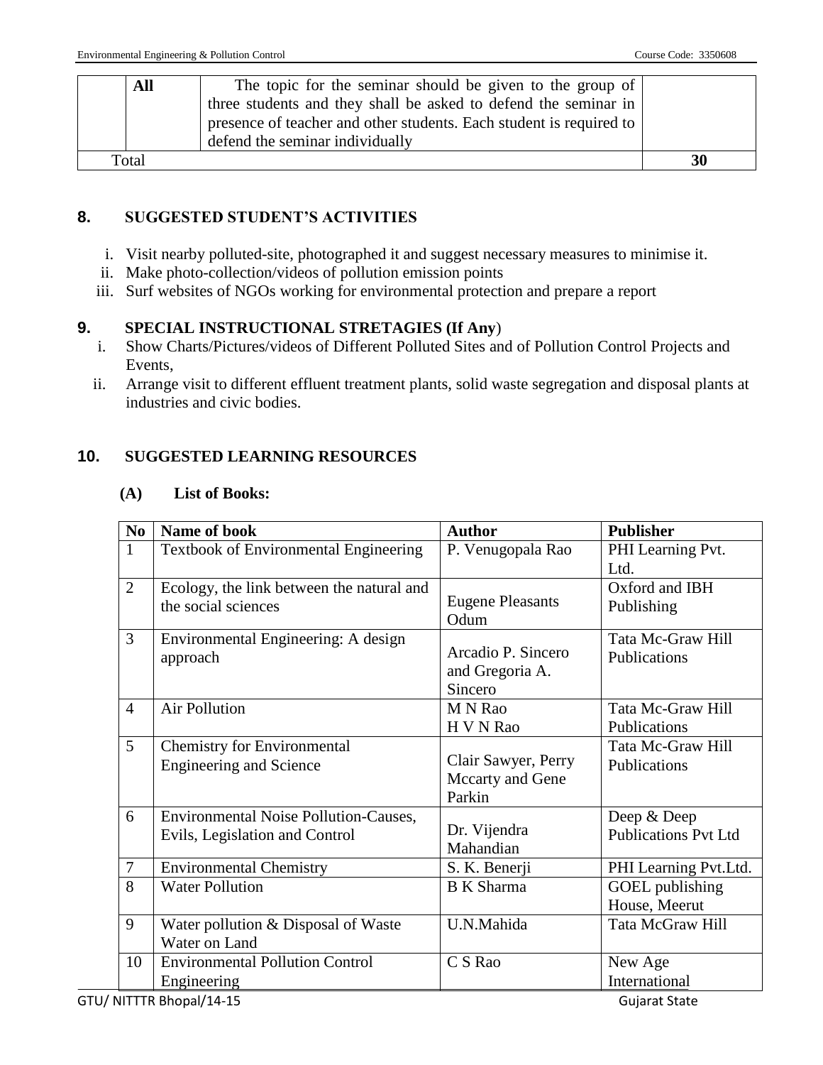| | All | The topic for the seminar should be given to the group of three students and they shall be asked to defend the seminar in presence of teacher and other students. Each student is required to defend the seminar individually | |
|---|---|---|---|
| Total | | | **30** |

## 8. SUGGESTED STUDENT'S ACTIVITIES

i. Visit nearby polluted-site, photographed it and suggest necessary measures to minimise it.
ii. Make photo-collection/videos of pollution emission points
iii. Surf websites of NGOs working for environmental protection and prepare a report

## 9. SPECIAL INSTRUCTIONAL STRETAGIES (If Any)

i. Show Charts/Pictures/videos of Different Polluted Sites and of Pollution Control Projects and Events,
ii. Arrange visit to different effluent treatment plants, solid waste segregation and disposal plants at industries and civic bodies.

## 10. SUGGESTED LEARNING RESOURCES

### (A) List of Books:

| No | Name of book | Author | Publisher |
|---|---|---|---|
| 1 | Textbook of Environmental Engineering | P. Venugopala Rao | PHI Learning Pvt. Ltd. |
| 2 | Ecology, the link between the natural and the social sciences | Eugene Pleasants Odum | Oxford and IBH Publishing |
| 3 | Environmental Engineering: A design approach | Arcadio P. Sincero and Gregoria A. Sincero | Tata Mc-Graw Hill Publications |
| 4 | Air Pollution | M N Rao<br>H V N Rao | Tata Mc-Graw Hill Publications |
| 5 | Chemistry for Environmental Engineering and Science | Clair Sawyer, Perry Mccarty and Gene Parkin | Tata Mc-Graw Hill Publications |
| 6 | Environmental Noise Pollution-Causes, Evils, Legislation and Control | Dr. Vijendra Mahandian | Deep & Deep Publications Pvt Ltd |
| 7 | Environmental Chemistry | S. K. Benerji | PHI Learning Pvt.Ltd. |
| 8 | Water Pollution | B K Sharma | GOEL publishing House, Meerut |
| 9 | Water pollution & Disposal of Waste Water on Land | U.N.Mahida | Tata McGraw Hill |
| 10 | Environmental Pollution Control Engineering | C S Rao | New Age International |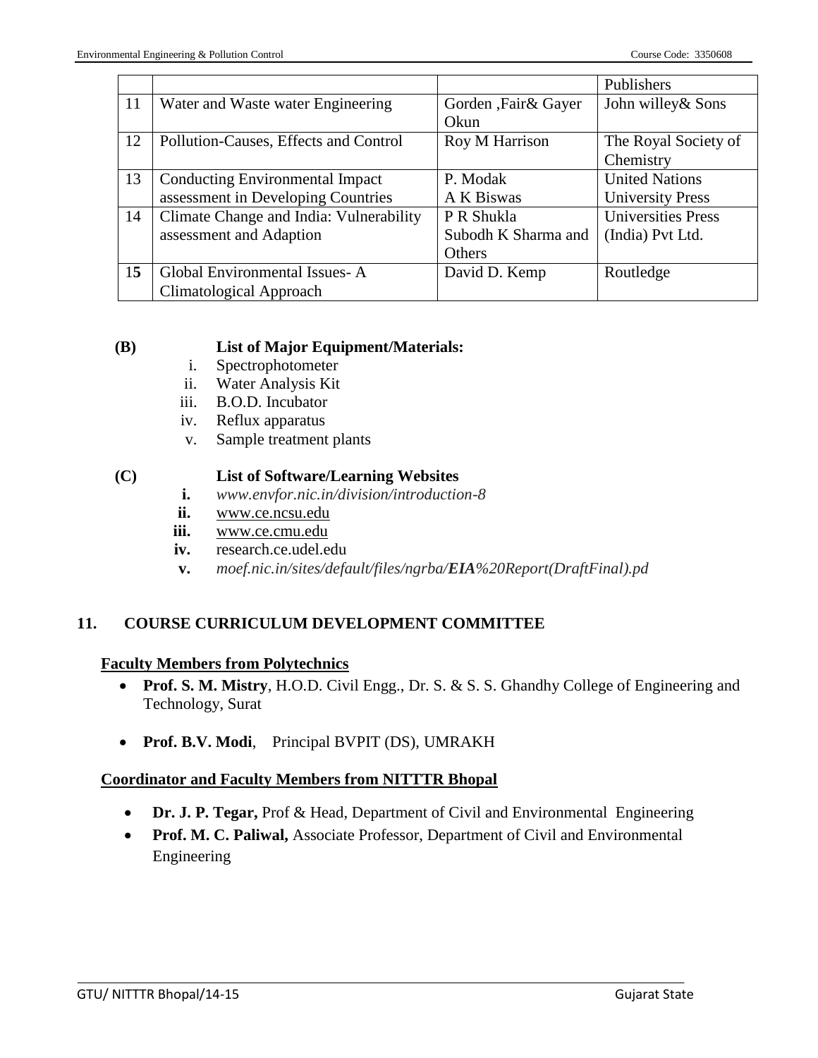| | | | |
|---|---|---|---|
| | | | Publishers |
| 11 | Water and Waste water Engineering | Gorden ,Fair& Gayer Okun | John willey& Sons |
| 12 | Pollution-Causes, Effects and Control | Roy M Harrison | The Royal Society of Chemistry |
| 13 | Conducting Environmental Impact assessment in Developing Countries | P. Modak<br>A K Biswas | United Nations University Press |
| 14 | Climate Change and India: Vulnerability assessment and Adaption | P R Shukla<br>Subodh K Sharma and Others | Universities Press (India) Pvt Ltd. |
| 15 | Global Environmental Issues- A Climatological Approach | David D. Kemp | Routledge |

**(B) List of Major Equipment/Materials:**

i. Spectrophotometer
ii. Water Analysis Kit
iii. B.O.D. Incubator
iv. Reflux apparatus
v. Sample treatment plants

**(C) List of Software/Learning Websites**

**i.** *www.envfor.nic.in/division/introduction-8*
**ii.** www.ce.ncsu.edu
**iii.** www.ce.cmu.edu
**iv.** research.ce.udel.edu
**v.** *moef.nic.in/sites/default/files/ngrba/**EIA**%20Report(DraftFinal).pd*

## 11. COURSE CURRICULUM DEVELOPMENT COMMITTEE

**Faculty Members from Polytechnics**

- **Prof. S. M. Mistry**, H.O.D. Civil Engg., Dr. S. & S. S. Ghandhy College of Engineering and Technology, Surat
- **Prof. B.V. Modi**, Principal BVPIT (DS), UMRAKH

**Coordinator and Faculty Members from NITTTR Bhopal**

- **Dr. J. P. Tegar,** Prof & Head, Department of Civil and Environmental Engineering
- **Prof. M. C. Paliwal,** Associate Professor, Department of Civil and Environmental Engineering